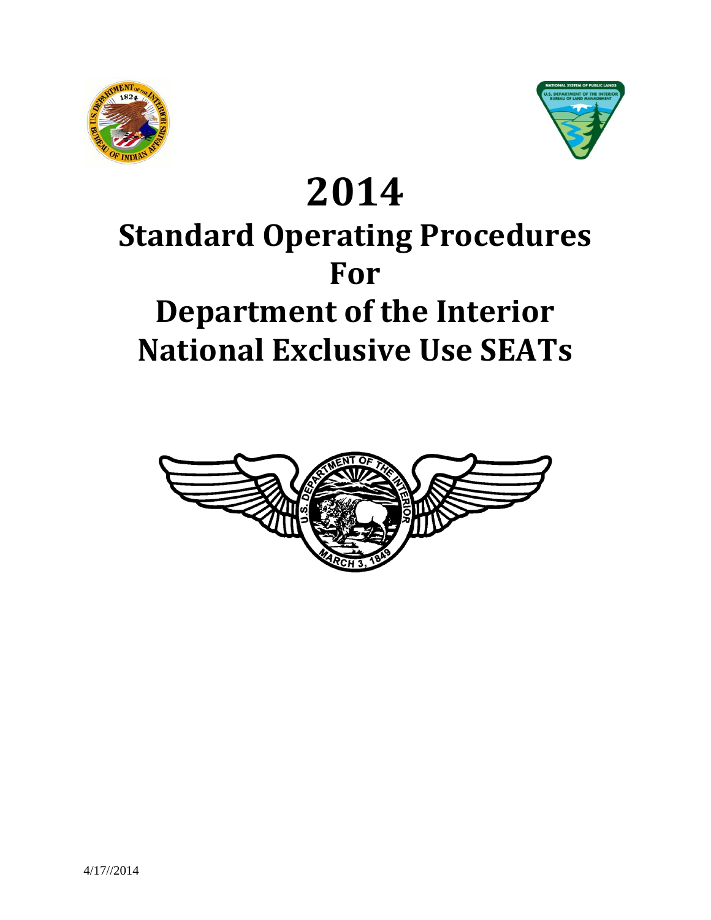# 2014

# Standard Operating Procedures For Department of the Interior National Exclusive Use SEATs

4/17//2014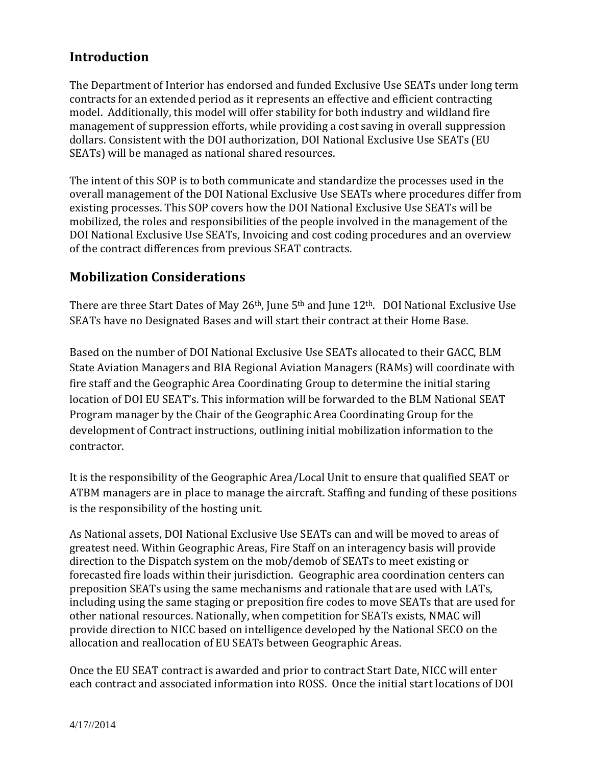## Introduction

The Department of Interior has endorsed and funded Exclusive Use SEATs under long term contracts for an extended period as it represents an effective and efficient contracting model. Additionally, this model will offer stability for both industry and wildland fire management of suppression efforts, while providing a cost saving in overall suppression dollars. Consistent with the DOI authorization, DOI National Exclusive Use SEATs (EU SEATs) will be managed as national shared resources.

The intent of this SOP is to both communicate and standardize the processes used in the overall management of the DOI National Exclusive Use SEATs where procedures differ from existing processes. This SOP covers how the DOI National Exclusive Use SEATs will be mobilized, the roles and responsibilities of the people involved in the management of the DOI National Exclusive Use SEATs, Invoicing and cost coding procedures and an overview of the contract differences from previous SEAT contracts.

## Mobilization Considerations

There are three Start Dates of May 26th, June 5th and June 12th. DOI National Exclusive Use SEATs have no Designated Bases and will start their contract at their Home Base.

Based on the number of DOI National Exclusive Use SEATs allocated to their GACC, BLM State Aviation Managers and BIA Regional Aviation Managers (RAMs) will coordinate with fire staff and the Geographic Area Coordinating Group to determine the initial staring location of DOI EU SEAT's. This information will be forwarded to the BLM National SEAT Program manager by the Chair of the Geographic Area Coordinating Group for the development of Contract instructions, outlining initial mobilization information to the contractor.

It is the responsibility of the Geographic Area/Local Unit to ensure that qualified SEAT or ATBM managers are in place to manage the aircraft. Staffing and funding of these positions is the responsibility of the hosting unit.

As National assets, DOI National Exclusive Use SEATs can and will be moved to areas of greatest need. Within Geographic Areas, Fire Staff on an interagency basis will provide direction to the Dispatch system on the mob/demob of SEATs to meet existing or forecasted fire loads within their jurisdiction. Geographic area coordination centers can preposition SEATs using the same mechanisms and rationale that are used with LATs, including using the same staging or preposition fire codes to move SEATs that are used for other national resources. Nationally, when competition for SEATs exists, NMAC will provide direction to NICC based on intelligence developed by the National SECO on the allocation and reallocation of EU SEATs between Geographic Areas.

Once the EU SEAT contract is awarded and prior to contract Start Date, NICC will enter each contract and associated information into ROSS. Once the initial start locations of DOI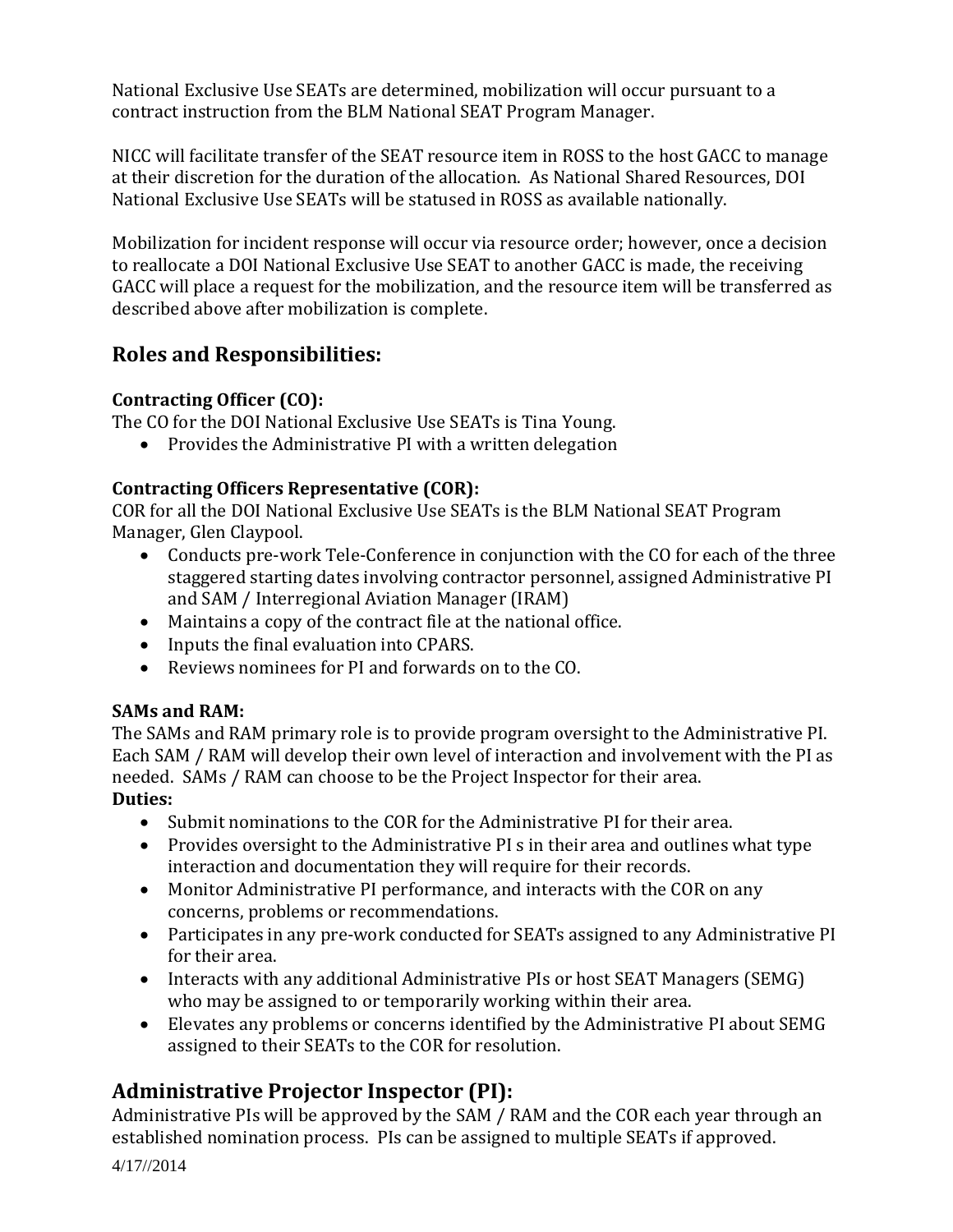National Exclusive Use SEATs are determined, mobilization will occur pursuant to a contract instruction from the BLM National SEAT Program Manager.

NICC will facilitate transfer of the SEAT resource item in ROSS to the host GACC to manage at their discretion for the duration of the allocation. As National Shared Resources, DOI National Exclusive Use SEATs will be statused in ROSS as available nationally.

Mobilization for incident response will occur via resource order; however, once a decision to reallocate a DOI National Exclusive Use SEAT to another GACC is made, the receiving GACC will place a request for the mobilization, and the resource item will be transferred as described above after mobilization is complete.

## Roles and Responsibilities:

### Contracting Officer (CO):

The CO for the DOI National Exclusive Use SEATs is Tina Young.

- Provides the Administrative PI with a written delegation

### Contracting Officers Representative (COR):

COR for all the DOI National Exclusive Use SEATs is the BLM National SEAT Program Manager, Glen Claypool.

- Conducts pre-work Tele-Conference in conjunction with the CO for each of the three staggered starting dates involving contractor personnel, assigned Administrative PI and SAM / Interregional Aviation Manager (IRAM)
- Maintains a copy of the contract file at the national office.
- Inputs the final evaluation into CPARS.
- Reviews nominees for PI and forwards on to the CO.

### SAMs and RAM:

The SAMs and RAM primary role is to provide program oversight to the Administrative PI. Each SAM / RAM will develop their own level of interaction and involvement with the PI as needed. SAMs / RAM can choose to be the Project Inspector for their area.

**Duties:**

- Submit nominations to the COR for the Administrative PI for their area.
- Provides oversight to the Administrative PI s in their area and outlines what type interaction and documentation they will require for their records.
- Monitor Administrative PI performance, and interacts with the COR on any concerns, problems or recommendations.
- Participates in any pre-work conducted for SEATs assigned to any Administrative PI for their area.
- Interacts with any additional Administrative PIs or host SEAT Managers (SEMG) who may be assigned to or temporarily working within their area.
- Elevates any problems or concerns identified by the Administrative PI about SEMG assigned to their SEATs to the COR for resolution.

## Administrative Projector Inspector (PI):

Administrative PIs will be approved by the SAM / RAM and the COR each year through an established nomination process. PIs can be assigned to multiple SEATs if approved.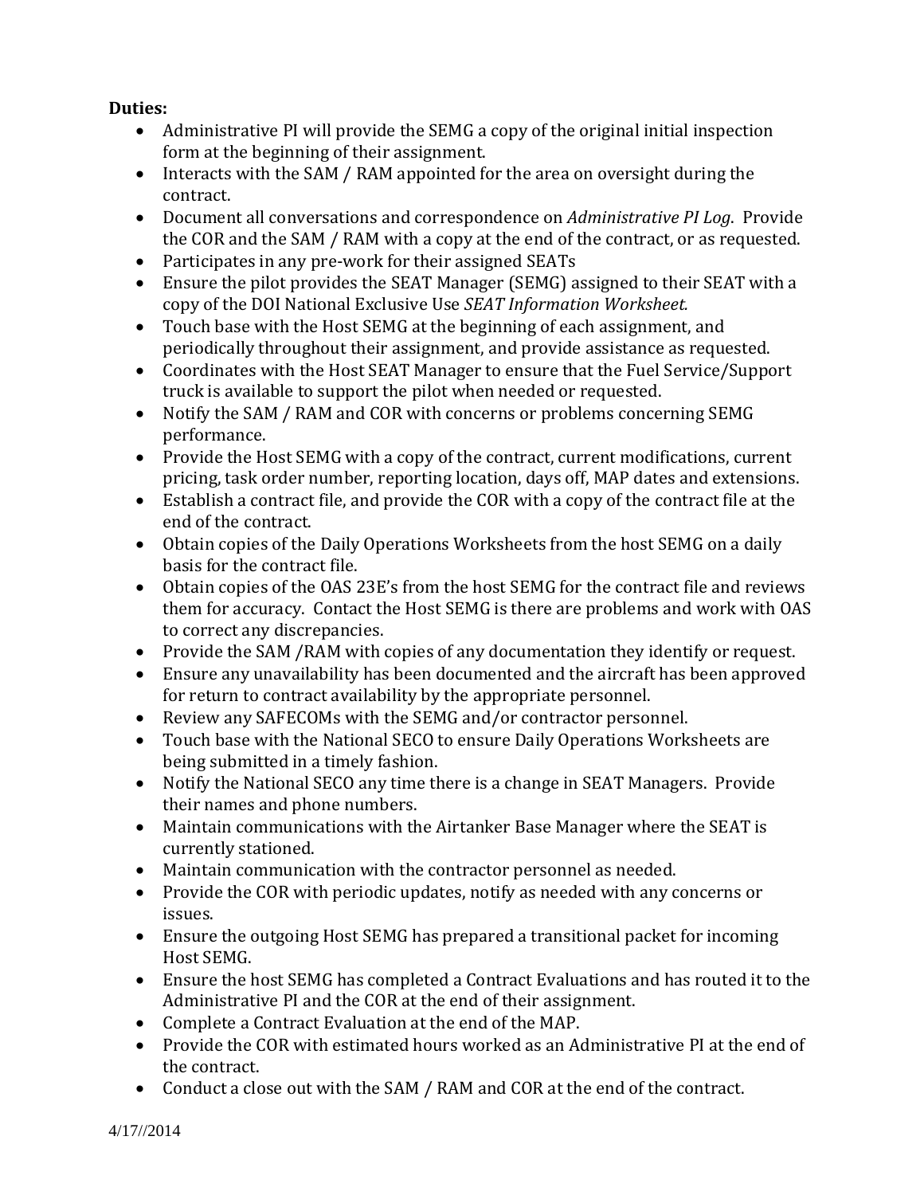**Duties:**

- Administrative PI will provide the SEMG a copy of the original initial inspection form at the beginning of their assignment.
- Interacts with the SAM / RAM appointed for the area on oversight during the contract.
- Document all conversations and correspondence on *Administrative PI Log*. Provide the COR and the SAM / RAM with a copy at the end of the contract, or as requested.
- Participates in any pre-work for their assigned SEATs
- Ensure the pilot provides the SEAT Manager (SEMG) assigned to their SEAT with a copy of the DOI National Exclusive Use *SEAT Information Worksheet.*
- Touch base with the Host SEMG at the beginning of each assignment, and periodically throughout their assignment, and provide assistance as requested.
- Coordinates with the Host SEAT Manager to ensure that the Fuel Service/Support truck is available to support the pilot when needed or requested.
- Notify the SAM / RAM and COR with concerns or problems concerning SEMG performance.
- Provide the Host SEMG with a copy of the contract, current modifications, current pricing, task order number, reporting location, days off, MAP dates and extensions.
- Establish a contract file, and provide the COR with a copy of the contract file at the end of the contract.
- Obtain copies of the Daily Operations Worksheets from the host SEMG on a daily basis for the contract file.
- Obtain copies of the OAS 23E's from the host SEMG for the contract file and reviews them for accuracy. Contact the Host SEMG is there are problems and work with OAS to correct any discrepancies.
- Provide the SAM /RAM with copies of any documentation they identify or request.
- Ensure any unavailability has been documented and the aircraft has been approved for return to contract availability by the appropriate personnel.
- Review any SAFECOMs with the SEMG and/or contractor personnel.
- Touch base with the National SECO to ensure Daily Operations Worksheets are being submitted in a timely fashion.
- Notify the National SECO any time there is a change in SEAT Managers. Provide their names and phone numbers.
- Maintain communications with the Airtanker Base Manager where the SEAT is currently stationed.
- Maintain communication with the contractor personnel as needed.
- Provide the COR with periodic updates, notify as needed with any concerns or issues.
- Ensure the outgoing Host SEMG has prepared a transitional packet for incoming Host SEMG.
- Ensure the host SEMG has completed a Contract Evaluations and has routed it to the Administrative PI and the COR at the end of their assignment.
- Complete a Contract Evaluation at the end of the MAP.
- Provide the COR with estimated hours worked as an Administrative PI at the end of the contract.
- Conduct a close out with the SAM / RAM and COR at the end of the contract.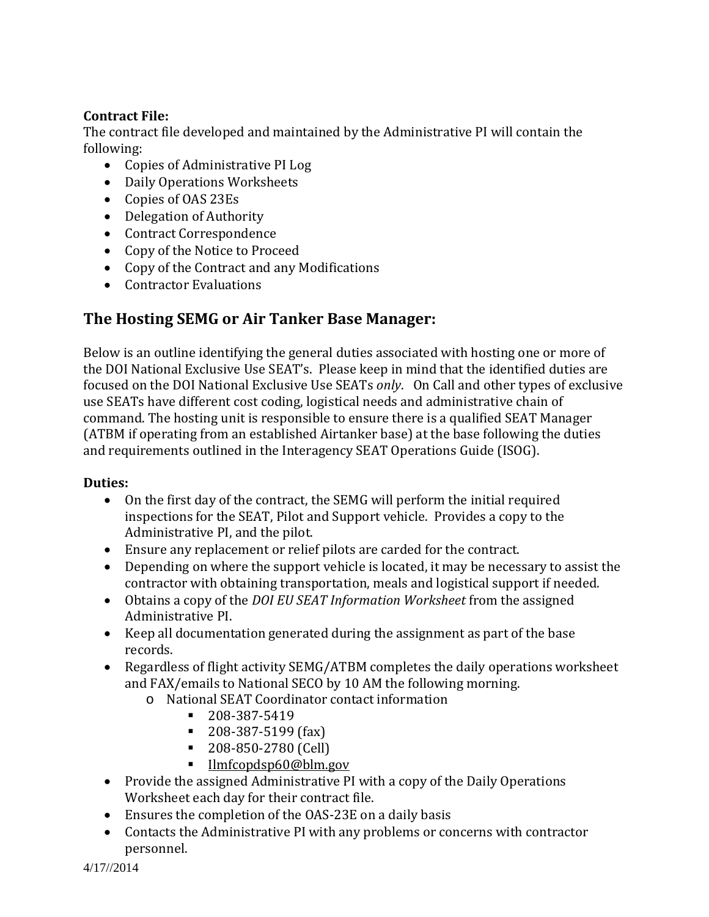**Contract File:**
The contract file developed and maintained by the Administrative PI will contain the following:

- Copies of Administrative PI Log
- Daily Operations Worksheets
- Copies of OAS 23Es
- Delegation of Authority
- Contract Correspondence
- Copy of the Notice to Proceed
- Copy of the Contract and any Modifications
- Contractor Evaluations

## The Hosting SEMG or Air Tanker Base Manager:

Below is an outline identifying the general duties associated with hosting one or more of the DOI National Exclusive Use SEAT's. Please keep in mind that the identified duties are focused on the DOI National Exclusive Use SEATs *only*. On Call and other types of exclusive use SEATs have different cost coding, logistical needs and administrative chain of command. The hosting unit is responsible to ensure there is a qualified SEAT Manager (ATBM if operating from an established Airtanker base) at the base following the duties and requirements outlined in the Interagency SEAT Operations Guide (ISOG).

**Duties:**

- On the first day of the contract, the SEMG will perform the initial required inspections for the SEAT, Pilot and Support vehicle. Provides a copy to the Administrative PI, and the pilot.
- Ensure any replacement or relief pilots are carded for the contract.
- Depending on where the support vehicle is located, it may be necessary to assist the contractor with obtaining transportation, meals and logistical support if needed.
- Obtains a copy of the *DOI EU SEAT Information Worksheet* from the assigned Administrative PI.
- Keep all documentation generated during the assignment as part of the base records.
- Regardless of flight activity SEMG/ATBM completes the daily operations worksheet and FAX/emails to National SECO by 10 AM the following morning.
  - National SEAT Coordinator contact information
    - 208-387-5419
    - 208-387-5199 (fax)
    - 208-850-2780 (Cell)
    - Ilmfcopdsp60@blm.gov
- Provide the assigned Administrative PI with a copy of the Daily Operations Worksheet each day for their contract file.
- Ensures the completion of the OAS-23E on a daily basis
- Contacts the Administrative PI with any problems or concerns with contractor personnel.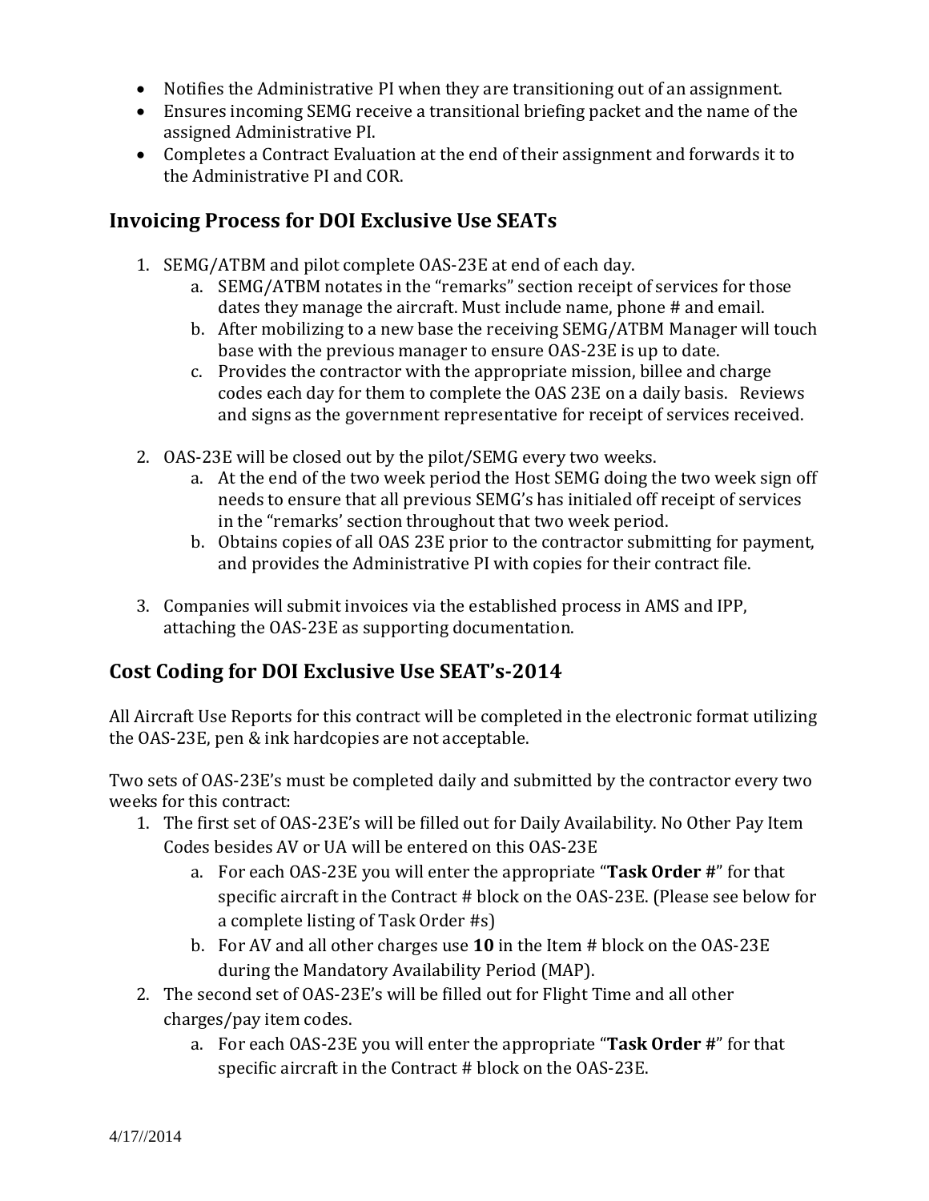- Notifies the Administrative PI when they are transitioning out of an assignment.
- Ensures incoming SEMG receive a transitional briefing packet and the name of the assigned Administrative PI.
- Completes a Contract Evaluation at the end of their assignment and forwards it to the Administrative PI and COR.

## Invoicing Process for DOI Exclusive Use SEATs

1. SEMG/ATBM and pilot complete OAS-23E at end of each day.
   a. SEMG/ATBM notates in the "remarks" section receipt of services for those dates they manage the aircraft. Must include name, phone # and email.
   b. After mobilizing to a new base the receiving SEMG/ATBM Manager will touch base with the previous manager to ensure OAS-23E is up to date.
   c. Provides the contractor with the appropriate mission, billee and charge codes each day for them to complete the OAS 23E on a daily basis. Reviews and signs as the government representative for receipt of services received.

2. OAS-23E will be closed out by the pilot/SEMG every two weeks.
   a. At the end of the two week period the Host SEMG doing the two week sign off needs to ensure that all previous SEMG's has initialed off receipt of services in the "remarks' section throughout that two week period.
   b. Obtains copies of all OAS 23E prior to the contractor submitting for payment, and provides the Administrative PI with copies for their contract file.

3. Companies will submit invoices via the established process in AMS and IPP, attaching the OAS-23E as supporting documentation.

## Cost Coding for DOI Exclusive Use SEAT's-2014

All Aircraft Use Reports for this contract will be completed in the electronic format utilizing the OAS-23E, pen & ink hardcopies are not acceptable.

Two sets of OAS-23E's must be completed daily and submitted by the contractor every two weeks for this contract:

1. The first set of OAS-23E's will be filled out for Daily Availability. No Other Pay Item Codes besides AV or UA will be entered on this OAS-23E
   a. For each OAS-23E you will enter the appropriate "**Task Order #**" for that specific aircraft in the Contract # block on the OAS-23E. (Please see below for a complete listing of Task Order #s)
   b. For AV and all other charges use **10** in the Item # block on the OAS-23E during the Mandatory Availability Period (MAP).
2. The second set of OAS-23E's will be filled out for Flight Time and all other charges/pay item codes.
   a. For each OAS-23E you will enter the appropriate "**Task Order #**" for that specific aircraft in the Contract # block on the OAS-23E.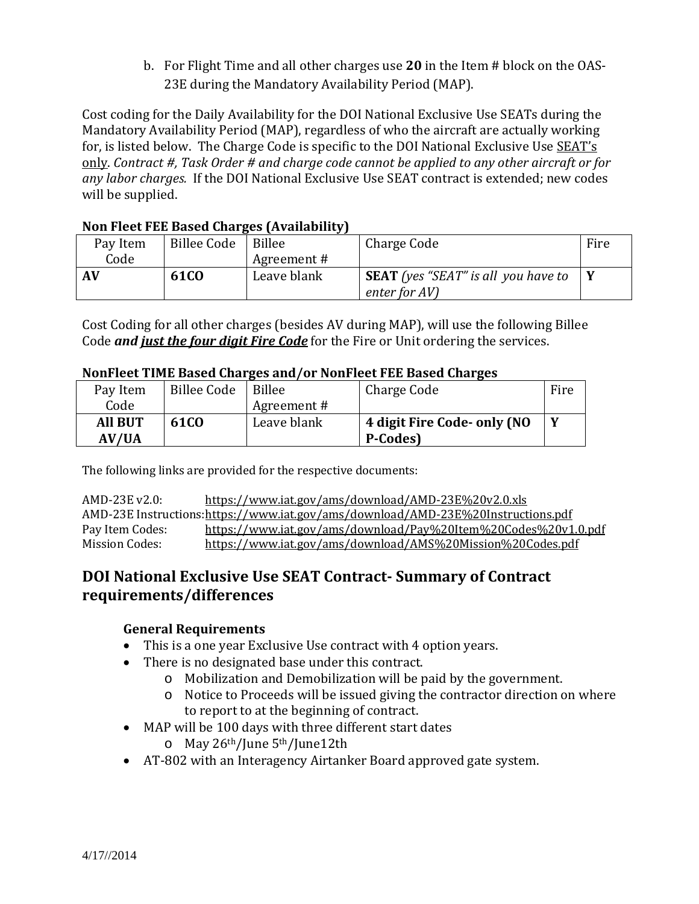b. For Flight Time and all other charges use **20** in the Item # block on the OAS-23E during the Mandatory Availability Period (MAP).

Cost coding for the Daily Availability for the DOI National Exclusive Use SEATs during the Mandatory Availability Period (MAP), regardless of who the aircraft are actually working for, is listed below. The Charge Code is specific to the DOI National Exclusive Use <u>SEAT's only</u>. *Contract #, Task Order # and charge code cannot be applied to any other aircraft or for any labor charges.* If the DOI National Exclusive Use SEAT contract is extended; new codes will be supplied.

**Non Fleet FEE Based Charges (Availability)**

| Pay Item Code | Billee Code | Billee Agreement # | Charge Code | Fire |
|---|---|---|---|---|
| **AV** | **61CO** | Leave blank | **SEAT** *(yes "SEAT" is all you have to enter for AV)* | **Y** |

Cost Coding for all other charges (besides AV during MAP), will use the following Billee Code ***and <u>just the four digit Fire Code</u>*** for the Fire or Unit ordering the services.

**NonFleet TIME Based Charges and/or NonFleet FEE Based Charges**

| Pay Item Code | Billee Code | Billee Agreement # | Charge Code | Fire |
|---|---|---|---|---|
| **All BUT AV/UA** | **61CO** | Leave blank | **4 digit Fire Code- only (NO P-Codes)** | **Y** |

The following links are provided for the respective documents:

AMD-23E v2.0: https://www.iat.gov/ams/download/AMD-23E%20v2.0.xls
AMD-23E Instructions: https://www.iat.gov/ams/download/AMD-23E%20Instructions.pdf
Pay Item Codes: https://www.iat.gov/ams/download/Pay%20Item%20Codes%20v1.0.pdf
Mission Codes: https://www.iat.gov/ams/download/AMS%20Mission%20Codes.pdf

## DOI National Exclusive Use SEAT Contract- Summary of Contract requirements/differences

### General Requirements

- This is a one year Exclusive Use contract with 4 option years.
- There is no designated base under this contract.
  - Mobilization and Demobilization will be paid by the government.
  - Notice to Proceeds will be issued giving the contractor direction on where to report to at the beginning of contract.
- MAP will be 100 days with three different start dates
  - May 26th/June 5th/June12th
- AT-802 with an Interagency Airtanker Board approved gate system.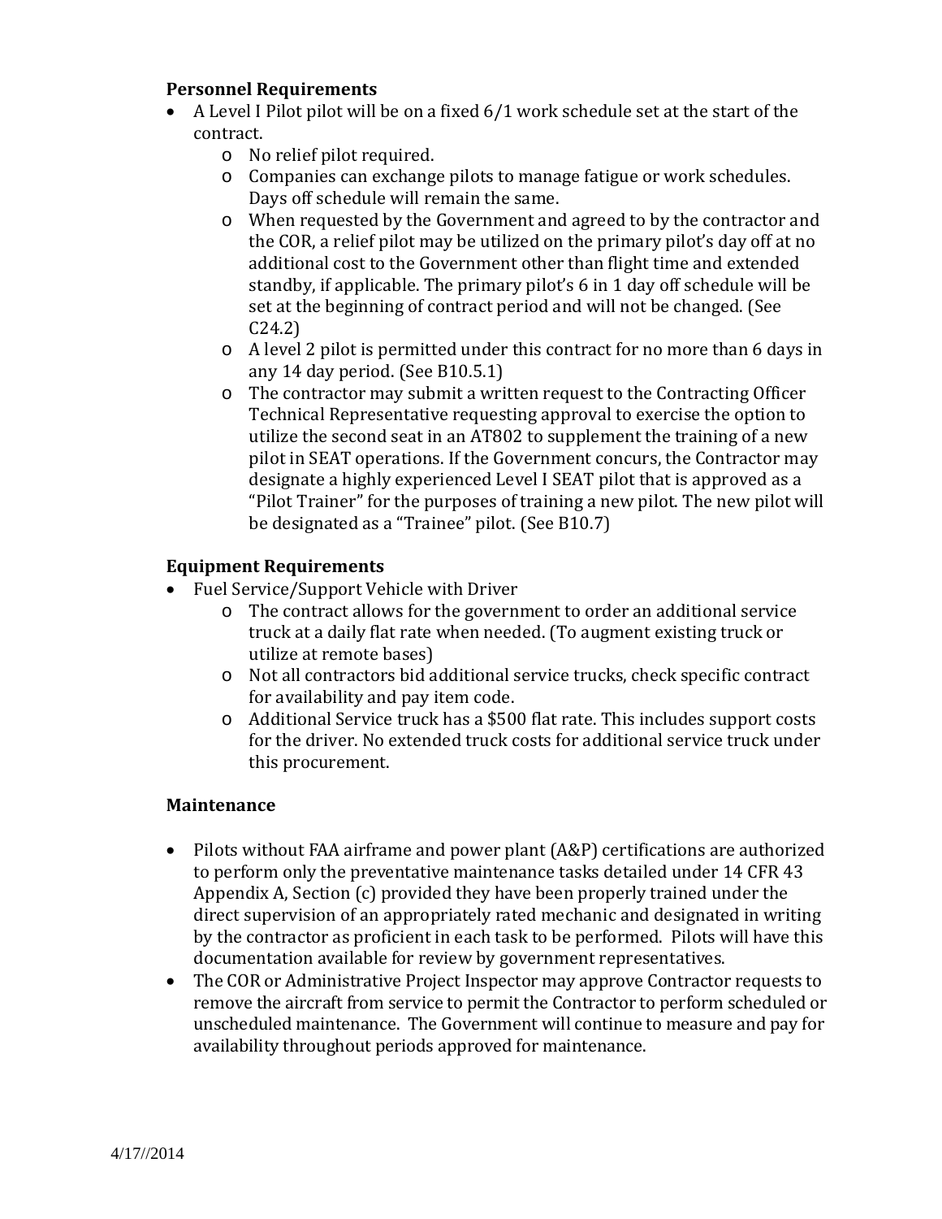**Personnel Requirements**

- A Level I Pilot pilot will be on a fixed 6/1 work schedule set at the start of the contract.
  - No relief pilot required.
  - Companies can exchange pilots to manage fatigue or work schedules. Days off schedule will remain the same.
  - When requested by the Government and agreed to by the contractor and the COR, a relief pilot may be utilized on the primary pilot's day off at no additional cost to the Government other than flight time and extended standby, if applicable. The primary pilot's 6 in 1 day off schedule will be set at the beginning of contract period and will not be changed. (See C24.2)
  - A level 2 pilot is permitted under this contract for no more than 6 days in any 14 day period. (See B10.5.1)
  - The contractor may submit a written request to the Contracting Officer Technical Representative requesting approval to exercise the option to utilize the second seat in an AT802 to supplement the training of a new pilot in SEAT operations. If the Government concurs, the Contractor may designate a highly experienced Level I SEAT pilot that is approved as a "Pilot Trainer" for the purposes of training a new pilot. The new pilot will be designated as a "Trainee" pilot. (See B10.7)

**Equipment Requirements**

- Fuel Service/Support Vehicle with Driver
  - The contract allows for the government to order an additional service truck at a daily flat rate when needed. (To augment existing truck or utilize at remote bases)
  - Not all contractors bid additional service trucks, check specific contract for availability and pay item code.
  - Additional Service truck has a $500 flat rate. This includes support costs for the driver. No extended truck costs for additional service truck under this procurement.

**Maintenance**

- Pilots without FAA airframe and power plant (A&P) certifications are authorized to perform only the preventative maintenance tasks detailed under 14 CFR 43 Appendix A, Section (c) provided they have been properly trained under the direct supervision of an appropriately rated mechanic and designated in writing by the contractor as proficient in each task to be performed. Pilots will have this documentation available for review by government representatives.
- The COR or Administrative Project Inspector may approve Contractor requests to remove the aircraft from service to permit the Contractor to perform scheduled or unscheduled maintenance. The Government will continue to measure and pay for availability throughout periods approved for maintenance.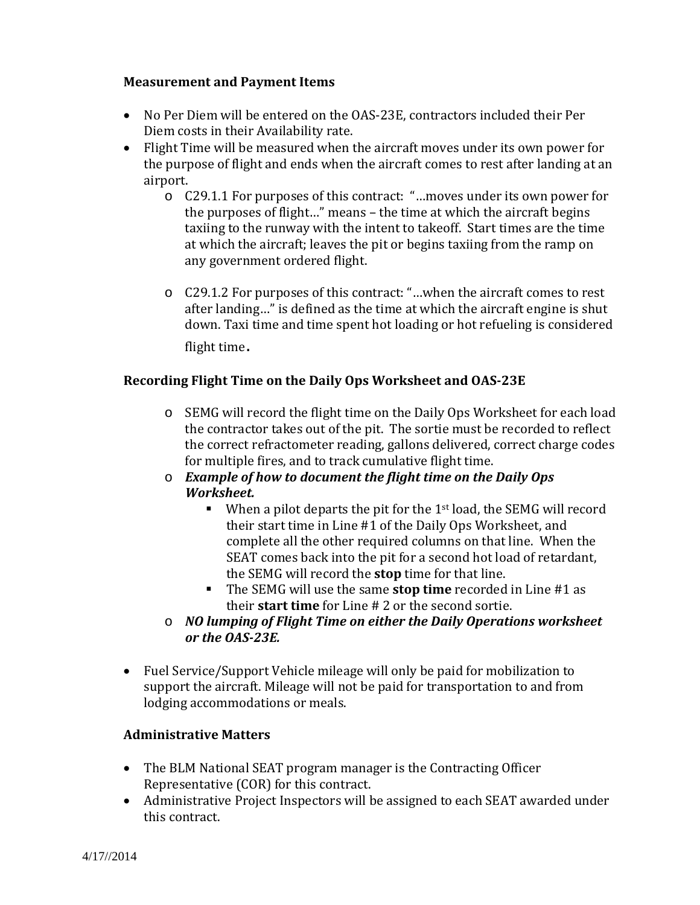**Measurement and Payment Items**

- No Per Diem will be entered on the OAS-23E, contractors included their Per Diem costs in their Availability rate.
- Flight Time will be measured when the aircraft moves under its own power for the purpose of flight and ends when the aircraft comes to rest after landing at an airport.
  - C29.1.1 For purposes of this contract: "…moves under its own power for the purposes of flight…" means – the time at which the aircraft begins taxiing to the runway with the intent to takeoff. Start times are the time at which the aircraft; leaves the pit or begins taxiing from the ramp on any government ordered flight.
  - C29.1.2 For purposes of this contract: "…when the aircraft comes to rest after landing…" is defined as the time at which the aircraft engine is shut down. Taxi time and time spent hot loading or hot refueling is considered flight time**.**

**Recording Flight Time on the Daily Ops Worksheet and OAS-23E**

- SEMG will record the flight time on the Daily Ops Worksheet for each load the contractor takes out of the pit. The sortie must be recorded to reflect the correct refractometer reading, gallons delivered, correct charge codes for multiple fires, and to track cumulative flight time.
- ***Example of how to document the flight time on the Daily Ops Worksheet.***
  - When a pilot departs the pit for the 1st load, the SEMG will record their start time in Line #1 of the Daily Ops Worksheet, and complete all the other required columns on that line. When the SEAT comes back into the pit for a second hot load of retardant, the SEMG will record the **stop** time for that line.
  - The SEMG will use the same **stop time** recorded in Line #1 as their **start time** for Line # 2 or the second sortie.
- ***NO lumping of Flight Time on either the Daily Operations worksheet or the OAS-23E.***

- Fuel Service/Support Vehicle mileage will only be paid for mobilization to support the aircraft. Mileage will not be paid for transportation to and from lodging accommodations or meals.

**Administrative Matters**

- The BLM National SEAT program manager is the Contracting Officer Representative (COR) for this contract.
- Administrative Project Inspectors will be assigned to each SEAT awarded under this contract.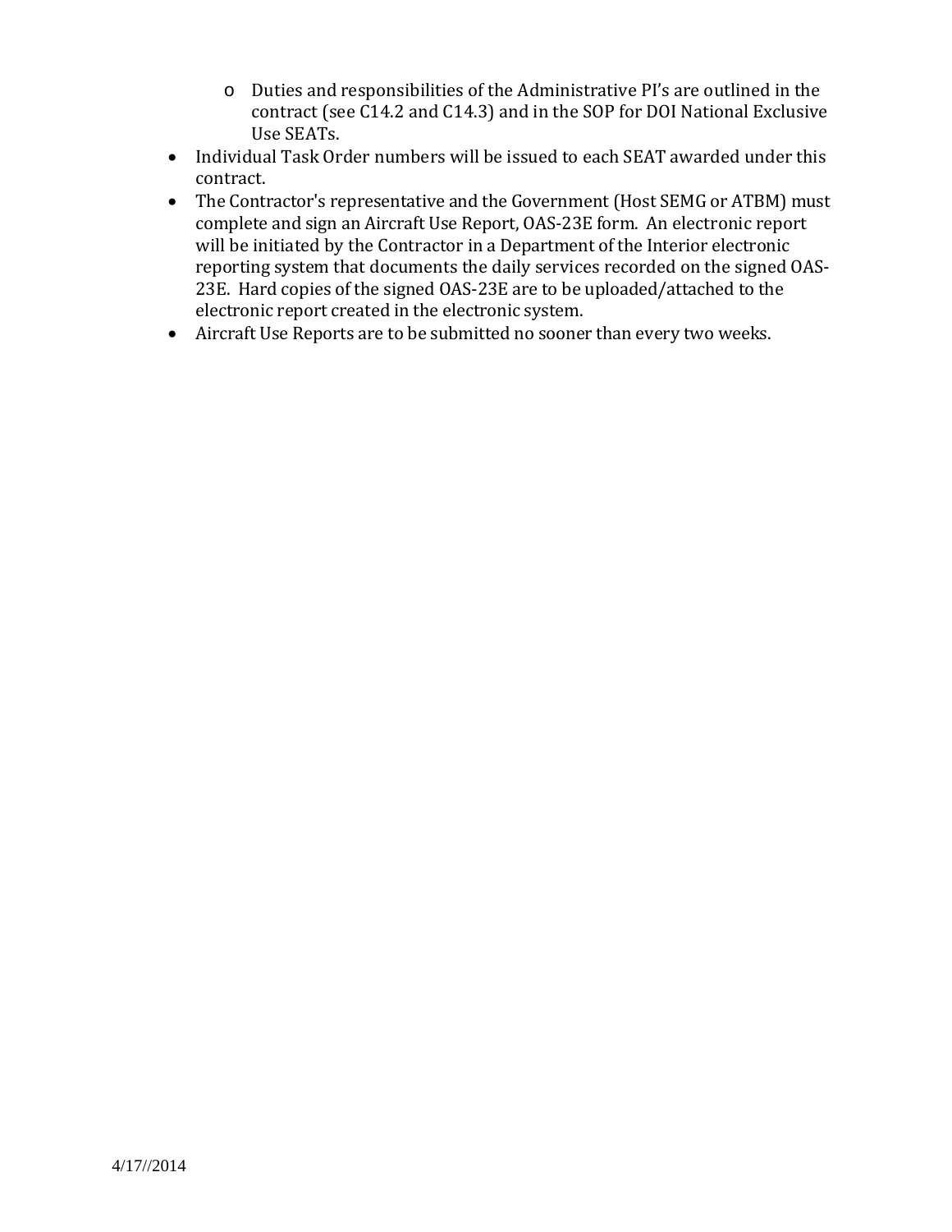- Duties and responsibilities of the Administrative PI's are outlined in the contract (see C14.2 and C14.3) and in the SOP for DOI National Exclusive Use SEATs.
- Individual Task Order numbers will be issued to each SEAT awarded under this contract.
- The Contractor's representative and the Government (Host SEMG or ATBM) must complete and sign an Aircraft Use Report, OAS-23E form. An electronic report will be initiated by the Contractor in a Department of the Interior electronic reporting system that documents the daily services recorded on the signed OAS-23E. Hard copies of the signed OAS-23E are to be uploaded/attached to the electronic report created in the electronic system.
- Aircraft Use Reports are to be submitted no sooner than every two weeks.